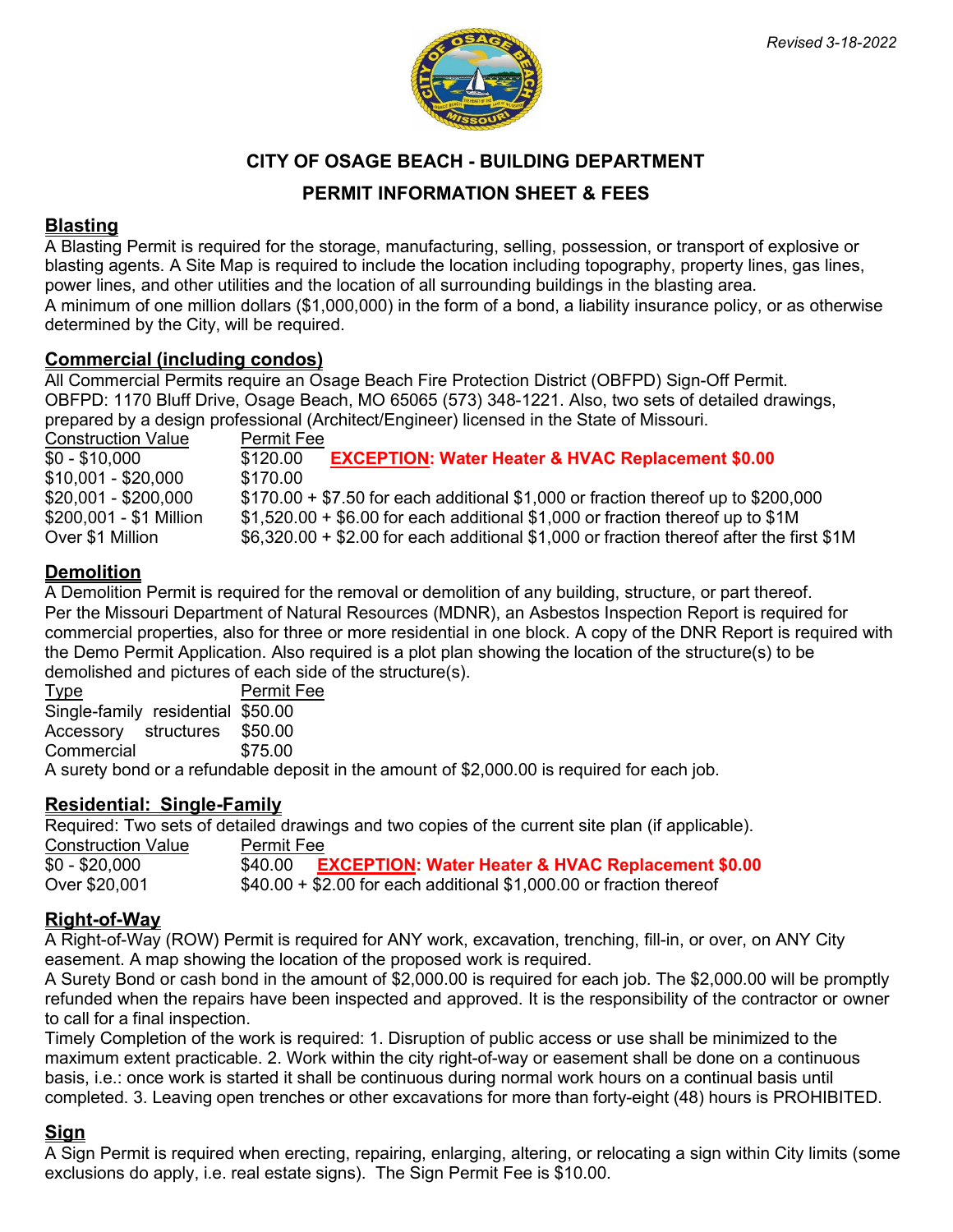*Revised 3-18-2022*

# CITY OF OSAGE BEACH - BUILDING DEPARTMENT

## PERMIT INFORMATION SHEET & FEES

### Blasting

A Blasting Permit is required for the storage, manufacturing, selling, possession, or transport of explosive or blasting agents. A Site Map is required to include the location including topography, property lines, gas lines, power lines, and other utilities and the location of all surrounding buildings in the blasting area.
A minimum of one million dollars ($1,000,000) in the form of a bond, a liability insurance policy, or as otherwise determined by the City, will be required.

### Commercial (including condos)

All Commercial Permits require an Osage Beach Fire Protection District (OBFPD) Sign-Off Permit. OBFPD: 1170 Bluff Drive, Osage Beach, MO 65065 (573) 348-1221. Also, two sets of detailed drawings, prepared by a design professional (Architect/Engineer) licensed in the State of Missouri.

| Construction Value | Permit Fee |
|---|---|
| $0 - $10,000 | $120.00 **EXCEPTION: Water Heater & HVAC Replacement $0.00** |
| $10,001 - $20,000 | $170.00 |
| $20,001 - $200,000 | $170.00 + $7.50 for each additional $1,000 or fraction thereof up to $200,000 |
| $200,001 - $1 Million | $1,520.00 + $6.00 for each additional $1,000 or fraction thereof up to $1M |
| Over $1 Million | $6,320.00 + $2.00 for each additional $1,000 or fraction thereof after the first $1M |

### Demolition

A Demolition Permit is required for the removal or demolition of any building, structure, or part thereof. Per the Missouri Department of Natural Resources (MDNR), an Asbestos Inspection Report is required for commercial properties, also for three or more residential in one block. A copy of the DNR Report is required with the Demo Permit Application. Also required is a plot plan showing the location of the structure(s) to be demolished and pictures of each side of the structure(s).

| Type | Permit Fee |
|---|---|
| Single-family residential | $50.00 |
| Accessory structures | $50.00 |
| Commercial | $75.00 |

A surety bond or a refundable deposit in the amount of $2,000.00 is required for each job.

### Residential: Single-Family

Required: Two sets of detailed drawings and two copies of the current site plan (if applicable).

| Construction Value | Permit Fee |
|---|---|
| $0 - $20,000 | $40.00 **EXCEPTION: Water Heater & HVAC Replacement $0.00** |
| Over $20,001 | $40.00 + $2.00 for each additional $1,000.00 or fraction thereof |

### Right-of-Way

A Right-of-Way (ROW) Permit is required for ANY work, excavation, trenching, fill-in, or over, on ANY City easement. A map showing the location of the proposed work is required.
A Surety Bond or cash bond in the amount of $2,000.00 is required for each job. The $2,000.00 will be promptly refunded when the repairs have been inspected and approved. It is the responsibility of the contractor or owner to call for a final inspection.
Timely Completion of the work is required: 1. Disruption of public access or use shall be minimized to the maximum extent practicable. 2. Work within the city right-of-way or easement shall be done on a continuous basis, i.e.: once work is started it shall be continuous during normal work hours on a continual basis until completed. 3. Leaving open trenches or other excavations for more than forty-eight (48) hours is PROHIBITED.

### Sign

A Sign Permit is required when erecting, repairing, enlarging, altering, or relocating a sign within City limits (some exclusions do apply, i.e. real estate signs). The Sign Permit Fee is $10.00.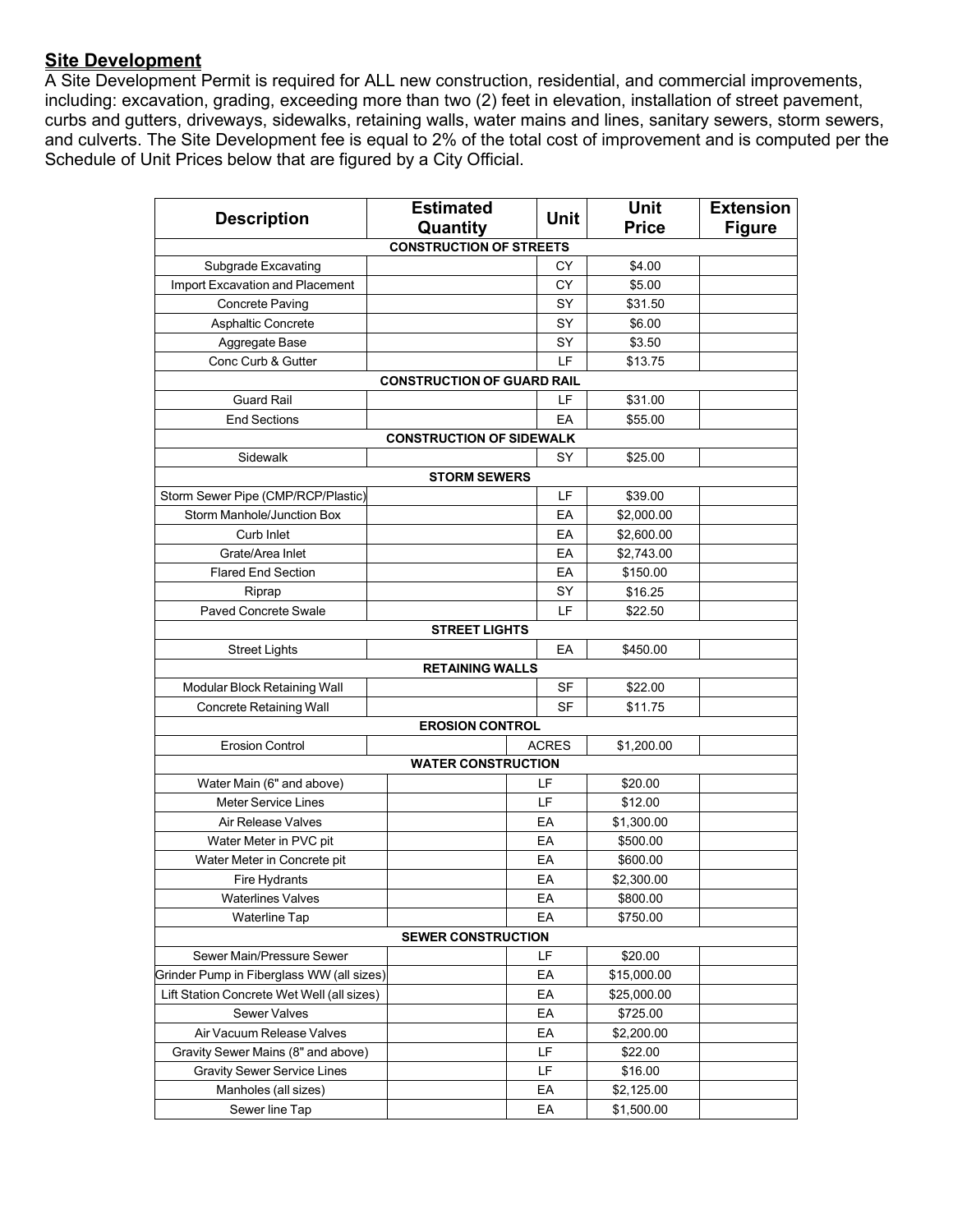## Site Development

A Site Development Permit is required for ALL new construction, residential, and commercial improvements, including: excavation, grading, exceeding more than two (2) feet in elevation, installation of street pavement, curbs and gutters, driveways, sidewalks, retaining walls, water mains and lines, sanitary sewers, storm sewers, and culverts. The Site Development fee is equal to 2% of the total cost of improvement and is computed per the Schedule of Unit Prices below that are figured by a City Official.

| Description | Estimated Quantity | Unit | Unit Price | Extension Figure |
|---|---|---|---|---|
| **CONSTRUCTION OF STREETS** | | | | |
| Subgrade Excavating | | CY | $4.00 | |
| Import Excavation and Placement | | CY | $5.00 | |
| Concrete Paving | | SY | $31.50 | |
| Asphaltic Concrete | | SY | $6.00 | |
| Aggregate Base | | SY | $3.50 | |
| Conc Curb & Gutter | | LF | $13.75 | |
| **CONSTRUCTION OF GUARD RAIL** | | | | |
| Guard Rail | | LF | $31.00 | |
| End Sections | | EA | $55.00 | |
| **CONSTRUCTION OF SIDEWALK** | | | | |
| Sidewalk | | SY | $25.00 | |
| **STORM SEWERS** | | | | |
| Storm Sewer Pipe (CMP/RCP/Plastic) | | LF | $39.00 | |
| Storm Manhole/Junction Box | | EA | $2,000.00 | |
| Curb Inlet | | EA | $2,600.00 | |
| Grate/Area Inlet | | EA | $2,743.00 | |
| Flared End Section | | EA | $150.00 | |
| Riprap | | SY | $16.25 | |
| Paved Concrete Swale | | LF | $22.50 | |
| **STREET LIGHTS** | | | | |
| Street Lights | | EA | $450.00 | |
| **RETAINING WALLS** | | | | |
| Modular Block Retaining Wall | | SF | $22.00 | |
| Concrete Retaining Wall | | SF | $11.75 | |
| **EROSION CONTROL** | | | | |
| Erosion Control | | ACRES | $1,200.00 | |
| **WATER CONSTRUCTION** | | | | |
| Water Main (6" and above) | | LF | $20.00 | |
| Meter Service Lines | | LF | $12.00 | |
| Air Release Valves | | EA | $1,300.00 | |
| Water Meter in PVC pit | | EA | $500.00 | |
| Water Meter in Concrete pit | | EA | $600.00 | |
| Fire Hydrants | | EA | $2,300.00 | |
| Waterlines Valves | | EA | $800.00 | |
| Waterline Tap | | EA | $750.00 | |
| **SEWER CONSTRUCTION** | | | | |
| Sewer Main/Pressure Sewer | | LF | $20.00 | |
| Grinder Pump in Fiberglass WW (all sizes) | | EA | $15,000.00 | |
| Lift Station Concrete Wet Well (all sizes) | | EA | $25,000.00 | |
| Sewer Valves | | EA | $725.00 | |
| Air Vacuum Release Valves | | EA | $2,200.00 | |
| Gravity Sewer Mains (8" and above) | | LF | $22.00 | |
| Gravity Sewer Service Lines | | LF | $16.00 | |
| Manholes (all sizes) | | EA | $2,125.00 | |
| Sewer line Tap | | EA | $1,500.00 | |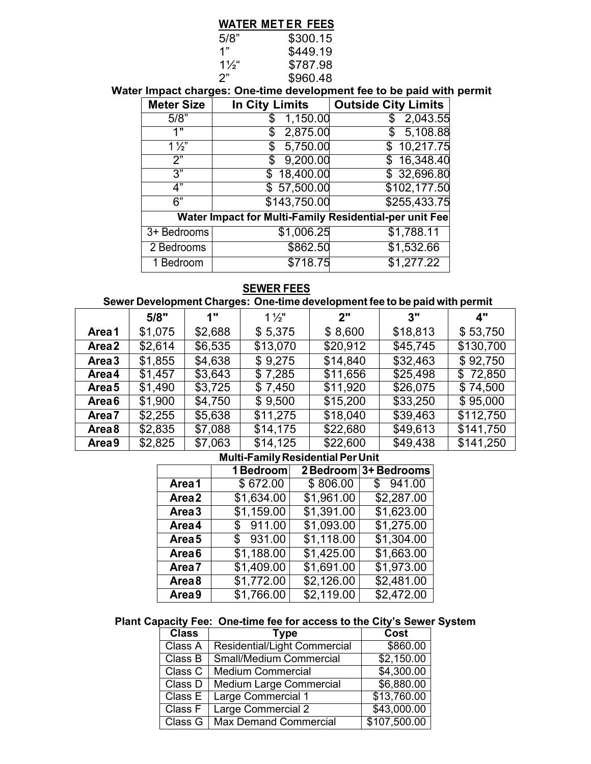## WATER METER FEES

| | |
|---|---|
| 5/8" | $300.15 |
| 1" | $449.19 |
| 1½" | $787.98 |
| 2" | $960.48 |

**Water Impact charges: One-time development fee to be paid with permit**

| Meter Size | In City Limits | Outside City Limits |
|---|---|---|
| 5/8" | $ 1,150.00 | $ 2,043.55 |
| 1" | $ 2,875.00 | $ 5,108.88 |
| 1 ½" | $ 5,750.00 | $ 10,217.75 |
| 2" | $ 9,200.00 | $ 16,348.40 |
| 3" | $ 18,400.00 | $ 32,696.80 |
| 4" | $ 57,500.00 | $102,177.50 |
| 6" | $143,750.00 | $255,433.75 |
| **Water Impact for Multi-Family Residential-per unit Fee** | | |
| 3+ Bedrooms | $1,006.25 | $1,788.11 |
| 2 Bedrooms | $862.50 | $1,532.66 |
| 1 Bedroom | $718.75 | $1,277.22 |

## SEWER FEES

**Sewer Development Charges: One-time development fee to be paid with permit**

| | 5/8" | 1" | 1 ½" | 2" | 3" | 4" |
|---|---|---|---|---|---|---|
| **Area 1** | $1,075 | $2,688 | $ 5,375 | $ 8,600 | $18,813 | $ 53,750 |
| **Area 2** | $2,614 | $6,535 | $13,070 | $20,912 | $45,745 | $130,700 |
| **Area 3** | $1,855 | $4,638 | $ 9,275 | $14,840 | $32,463 | $ 92,750 |
| **Area 4** | $1,457 | $3,643 | $ 7,285 | $11,656 | $25,498 | $ 72,850 |
| **Area 5** | $1,490 | $3,725 | $ 7,450 | $11,920 | $26,075 | $ 74,500 |
| **Area 6** | $1,900 | $4,750 | $ 9,500 | $15,200 | $33,250 | $ 95,000 |
| **Area 7** | $2,255 | $5,638 | $11,275 | $18,040 | $39,463 | $112,750 |
| **Area 8** | $2,835 | $7,088 | $14,175 | $22,680 | $49,613 | $141,750 |
| **Area 9** | $2,825 | $7,063 | $14,125 | $22,600 | $49,438 | $141,250 |

**Multi-Family Residential Per Unit**

| | 1 Bedroom | 2 Bedroom | 3+ Bedrooms |
|---|---|---|---|
| **Area 1** | $ 672.00 | $ 806.00 | $ 941.00 |
| **Area 2** | $1,634.00 | $1,961.00 | $2,287.00 |
| **Area 3** | $1,159.00 | $1,391.00 | $1,623.00 |
| **Area 4** | $ 911.00 | $1,093.00 | $1,275.00 |
| **Area 5** | $ 931.00 | $1,118.00 | $1,304.00 |
| **Area 6** | $1,188.00 | $1,425.00 | $1,663.00 |
| **Area 7** | $1,409.00 | $1,691.00 | $1,973.00 |
| **Area 8** | $1,772.00 | $2,126.00 | $2,481.00 |
| **Area 9** | $1,766.00 | $2,119.00 | $2,472.00 |

**Plant Capacity Fee: One-time fee for access to the City's Sewer System**

| Class | Type | Cost |
|---|---|---|
| Class A | Residential/Light Commercial | $860.00 |
| Class B | Small/Medium Commercial | $2,150.00 |
| Class C | Medium Commercial | $4,300.00 |
| Class D | Medium Large Commercial | $6,880.00 |
| Class E | Large Commercial 1 | $13,760.00 |
| Class F | Large Commercial 2 | $43,000.00 |
| Class G | Max Demand Commercial | $107,500.00 |